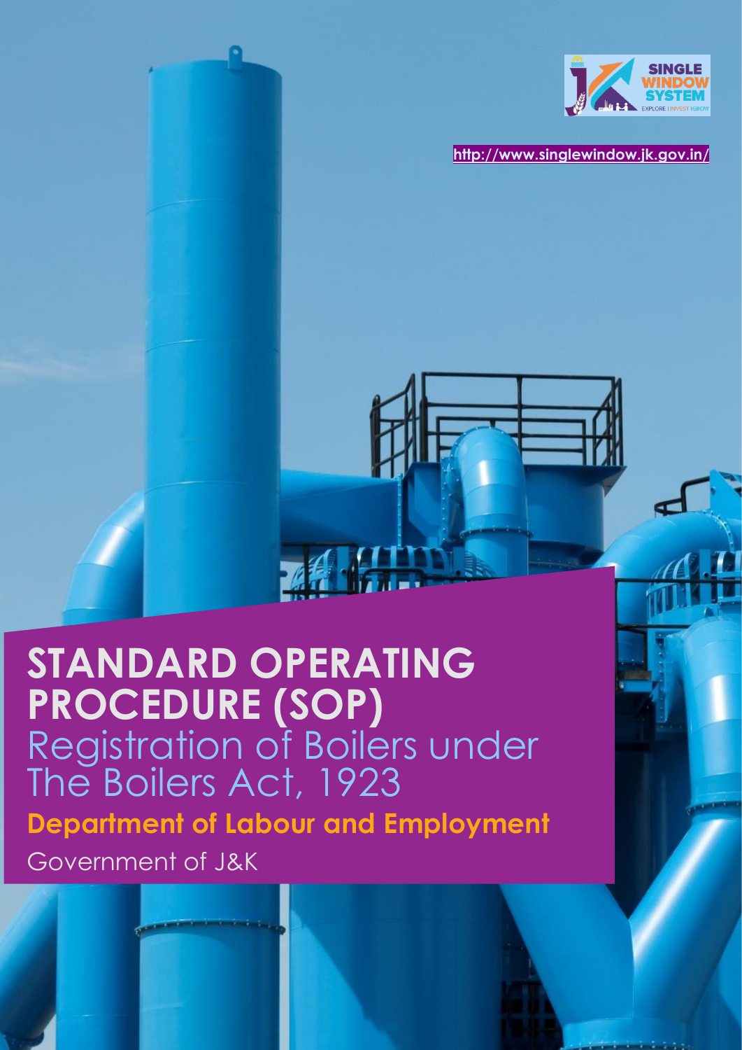SINGLE WINDOW SYSTEM

EXPLORE | INVEST | GROW

http://www.singlewindow.jk.gov.in/

# STANDARD OPERATING PROCEDURE (SOP)

## Registration of Boilers under The Boilers Act, 1923

**Department of Labour and Employment**

Government of J&K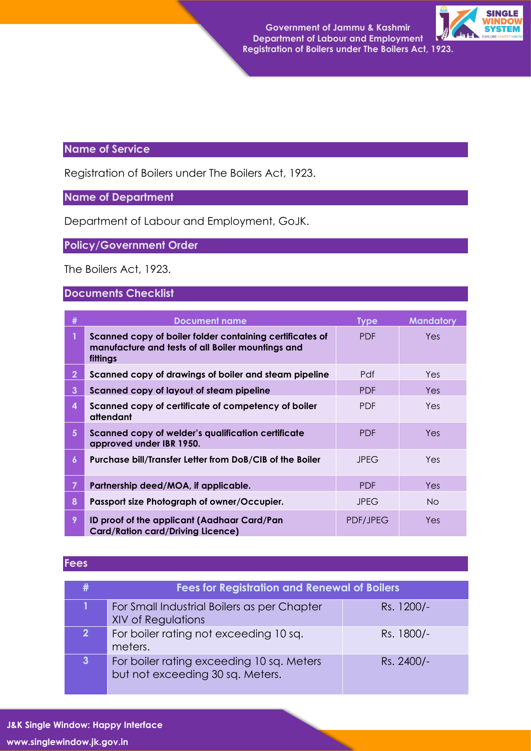## Name of Service

Registration of Boilers under The Boilers Act, 1923.

## Name of Department

Department of Labour and Employment, GoJK.

## Policy/Government Order

The Boilers Act, 1923.

## Documents Checklist

| # | Document name | Type | Mandatory |
|---|---|---|---|
| 1 | **Scanned copy of boiler folder containing certificates of manufacture and tests of all Boiler mountings and fittings** | PDF | Yes |
| 2 | **Scanned copy of drawings of boiler and steam pipeline** | Pdf | Yes |
| 3 | **Scanned copy of layout of steam pipeline** | PDF | Yes |
| 4 | **Scanned copy of certificate of competency of boiler attendant** | PDF | Yes |
| 5 | **Scanned copy of welder's qualification certificate approved under IBR 1950.** | PDF | Yes |
| 6 | **Purchase bill/Transfer Letter from DoB/CIB of the Boiler** | JPEG | Yes |
| 7 | **Partnership deed/MOA, if applicable.** | PDF | Yes |
| 8 | **Passport size Photograph of owner/Occupier.** | JPEG | No |
| 9 | **ID proof of the applicant (Aadhaar Card/Pan Card/Ration card/Driving Licence)** | PDF/JPEG | Yes |

## Fees

| # | Fees for Registration and Renewal of Boilers | |
|---|---|---|
| 1 | For Small Industrial Boilers as per Chapter XIV of Regulations | Rs. 1200/- |
| 2 | For boiler rating not exceeding 10 sq. meters. | Rs. 1800/- |
| 3 | For boiler rating exceeding 10 sq. Meters but not exceeding 30 sq. Meters. | Rs. 2400/- |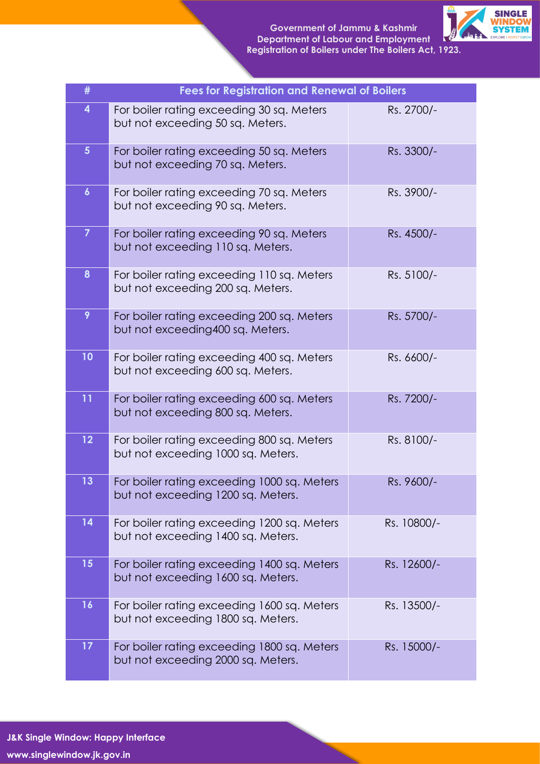| # | Fees for Registration and Renewal of Boilers | |
|---|---|---|
| 4 | For boiler rating exceeding 30 sq. Meters but not exceeding 50 sq. Meters. | Rs. 2700/- |
| 5 | For boiler rating exceeding 50 sq. Meters but not exceeding 70 sq. Meters. | Rs. 3300/- |
| 6 | For boiler rating exceeding 70 sq. Meters but not exceeding 90 sq. Meters. | Rs. 3900/- |
| 7 | For boiler rating exceeding 90 sq. Meters but not exceeding 110 sq. Meters. | Rs. 4500/- |
| 8 | For boiler rating exceeding 110 sq. Meters but not exceeding 200 sq. Meters. | Rs. 5100/- |
| 9 | For boiler rating exceeding 200 sq. Meters but not exceeding400 sq. Meters. | Rs. 5700/- |
| 10 | For boiler rating exceeding 400 sq. Meters but not exceeding 600 sq. Meters. | Rs. 6600/- |
| 11 | For boiler rating exceeding 600 sq. Meters but not exceeding 800 sq. Meters. | Rs. 7200/- |
| 12 | For boiler rating exceeding 800 sq. Meters but not exceeding 1000 sq. Meters. | Rs. 8100/- |
| 13 | For boiler rating exceeding 1000 sq. Meters but not exceeding 1200 sq. Meters. | Rs. 9600/- |
| 14 | For boiler rating exceeding 1200 sq. Meters but not exceeding 1400 sq. Meters. | Rs. 10800/- |
| 15 | For boiler rating exceeding 1400 sq. Meters but not exceeding 1600 sq. Meters. | Rs. 12600/- |
| 16 | For boiler rating exceeding 1600 sq. Meters but not exceeding 1800 sq. Meters. | Rs. 13500/- |
| 17 | For boiler rating exceeding 1800 sq. Meters but not exceeding 2000 sq. Meters. | Rs. 15000/- |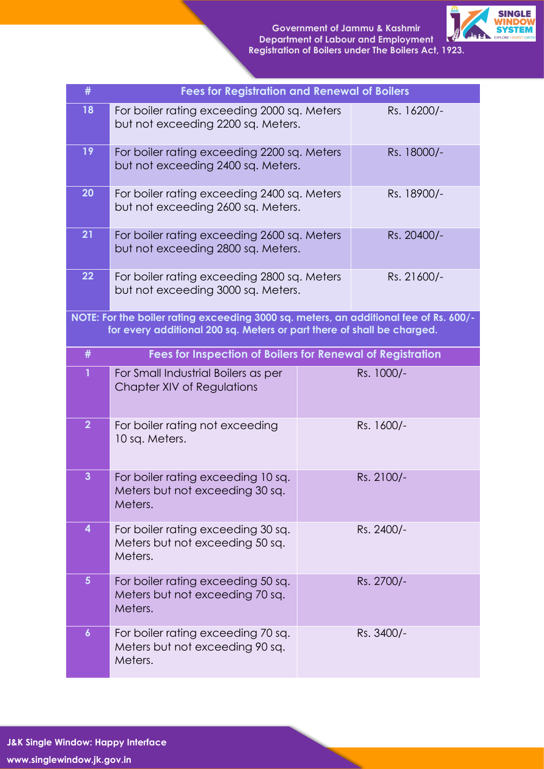| # | Fees for Registration and Renewal of Boilers | |
|---|---|---|
| 18 | For boiler rating exceeding 2000 sq. Meters but not exceeding 2200 sq. Meters. | Rs. 16200/- |
| 19 | For boiler rating exceeding 2200 sq. Meters but not exceeding 2400 sq. Meters. | Rs. 18000/- |
| 20 | For boiler rating exceeding 2400 sq. Meters but not exceeding 2600 sq. Meters. | Rs. 18900/- |
| 21 | For boiler rating exceeding 2600 sq. Meters but not exceeding 2800 sq. Meters. | Rs. 20400/- |
| 22 | For boiler rating exceeding 2800 sq. Meters but not exceeding 3000 sq. Meters. | Rs. 21600/- |

**NOTE: For the boiler rating exceeding 3000 sq. meters, an additional fee of Rs. 600/- for every additional 200 sq. Meters or part there of shall be charged.**

| # | Fees for Inspection of Boilers for Renewal of Registration | |
|---|---|---|
| 1 | For Small Industrial Boilers as per Chapter XIV of Regulations | Rs. 1000/- |
| 2 | For boiler rating not exceeding 10 sq. Meters. | Rs. 1600/- |
| 3 | For boiler rating exceeding 10 sq. Meters but not exceeding 30 sq. Meters. | Rs. 2100/- |
| 4 | For boiler rating exceeding 30 sq. Meters but not exceeding 50 sq. Meters. | Rs. 2400/- |
| 5 | For boiler rating exceeding 50 sq. Meters but not exceeding 70 sq. Meters. | Rs. 2700/- |
| 6 | For boiler rating exceeding 70 sq. Meters but not exceeding 90 sq. Meters. | Rs. 3400/- |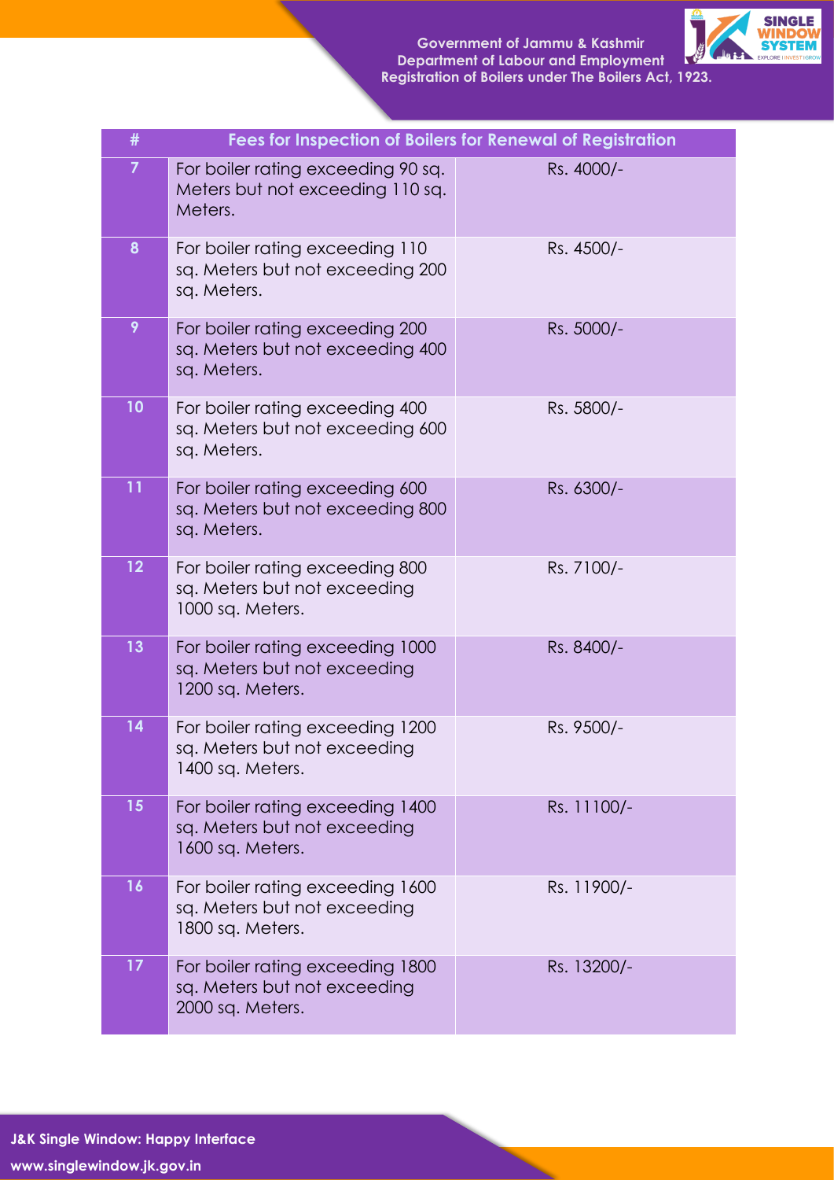| # | Fees for Inspection of Boilers for Renewal of Registration | |
|---|---|---|
| 7 | For boiler rating exceeding 90 sq. Meters but not exceeding 110 sq. Meters. | Rs. 4000/- |
| 8 | For boiler rating exceeding 110 sq. Meters but not exceeding 200 sq. Meters. | Rs. 4500/- |
| 9 | For boiler rating exceeding 200 sq. Meters but not exceeding 400 sq. Meters. | Rs. 5000/- |
| 10 | For boiler rating exceeding 400 sq. Meters but not exceeding 600 sq. Meters. | Rs. 5800/- |
| 11 | For boiler rating exceeding 600 sq. Meters but not exceeding 800 sq. Meters. | Rs. 6300/- |
| 12 | For boiler rating exceeding 800 sq. Meters but not exceeding 1000 sq. Meters. | Rs. 7100/- |
| 13 | For boiler rating exceeding 1000 sq. Meters but not exceeding 1200 sq. Meters. | Rs. 8400/- |
| 14 | For boiler rating exceeding 1200 sq. Meters but not exceeding 1400 sq. Meters. | Rs. 9500/- |
| 15 | For boiler rating exceeding 1400 sq. Meters but not exceeding 1600 sq. Meters. | Rs. 11100/- |
| 16 | For boiler rating exceeding 1600 sq. Meters but not exceeding 1800 sq. Meters. | Rs. 11900/- |
| 17 | For boiler rating exceeding 1800 sq. Meters but not exceeding 2000 sq. Meters. | Rs. 13200/- |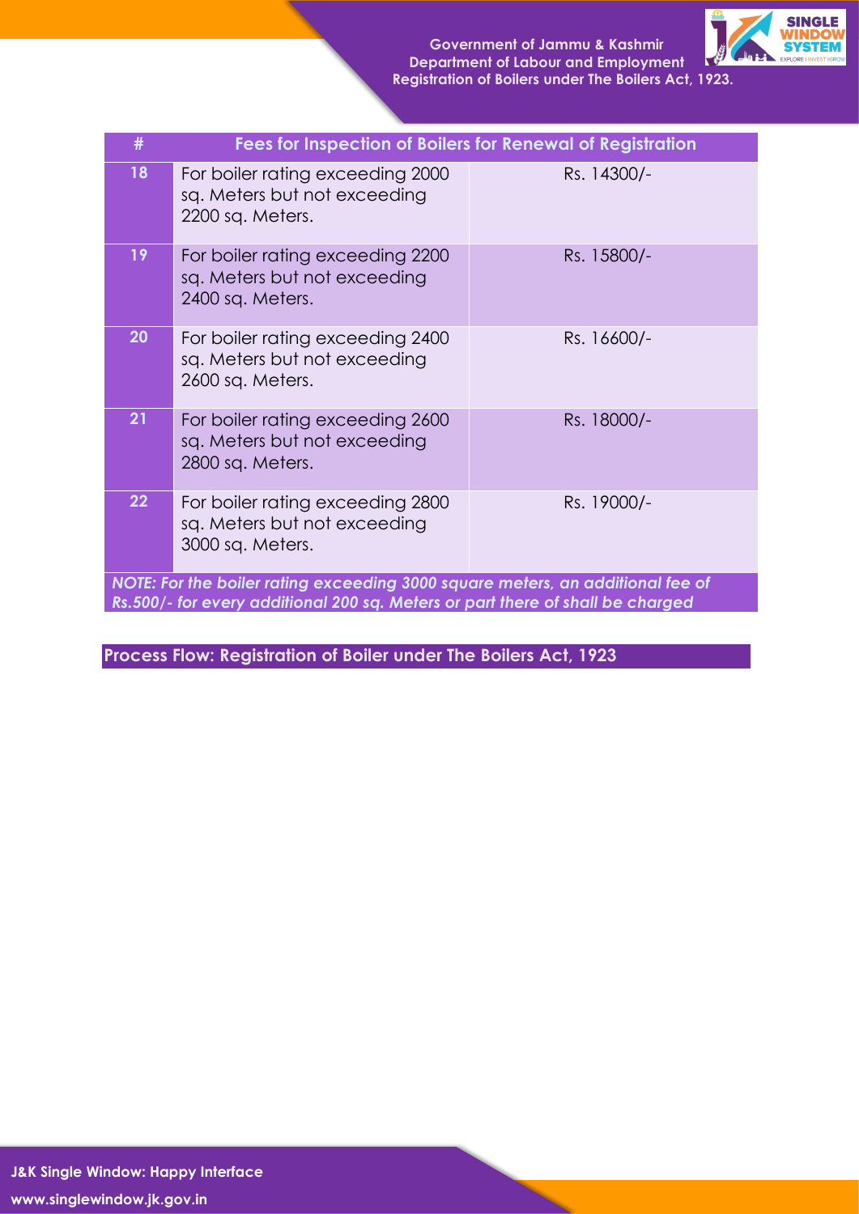| # | Fees for Inspection of Boilers for Renewal of Registration | |
|---|---|---|
| 18 | For boiler rating exceeding 2000 sq. Meters but not exceeding 2200 sq. Meters. | Rs. 14300/- |
| 19 | For boiler rating exceeding 2200 sq. Meters but not exceeding 2400 sq. Meters. | Rs. 15800/- |
| 20 | For boiler rating exceeding 2400 sq. Meters but not exceeding 2600 sq. Meters. | Rs. 16600/- |
| 21 | For boiler rating exceeding 2600 sq. Meters but not exceeding 2800 sq. Meters. | Rs. 18000/- |
| 22 | For boiler rating exceeding 2800 sq. Meters but not exceeding 3000 sq. Meters. | Rs. 19000/- |
| ***NOTE: For the boiler rating exceeding 3000 square meters, an additional fee of Rs.500/- for every additional 200 sq. Meters or part there of shall be charged*** | | |

## Process Flow: Registration of Boiler under The Boilers Act, 1923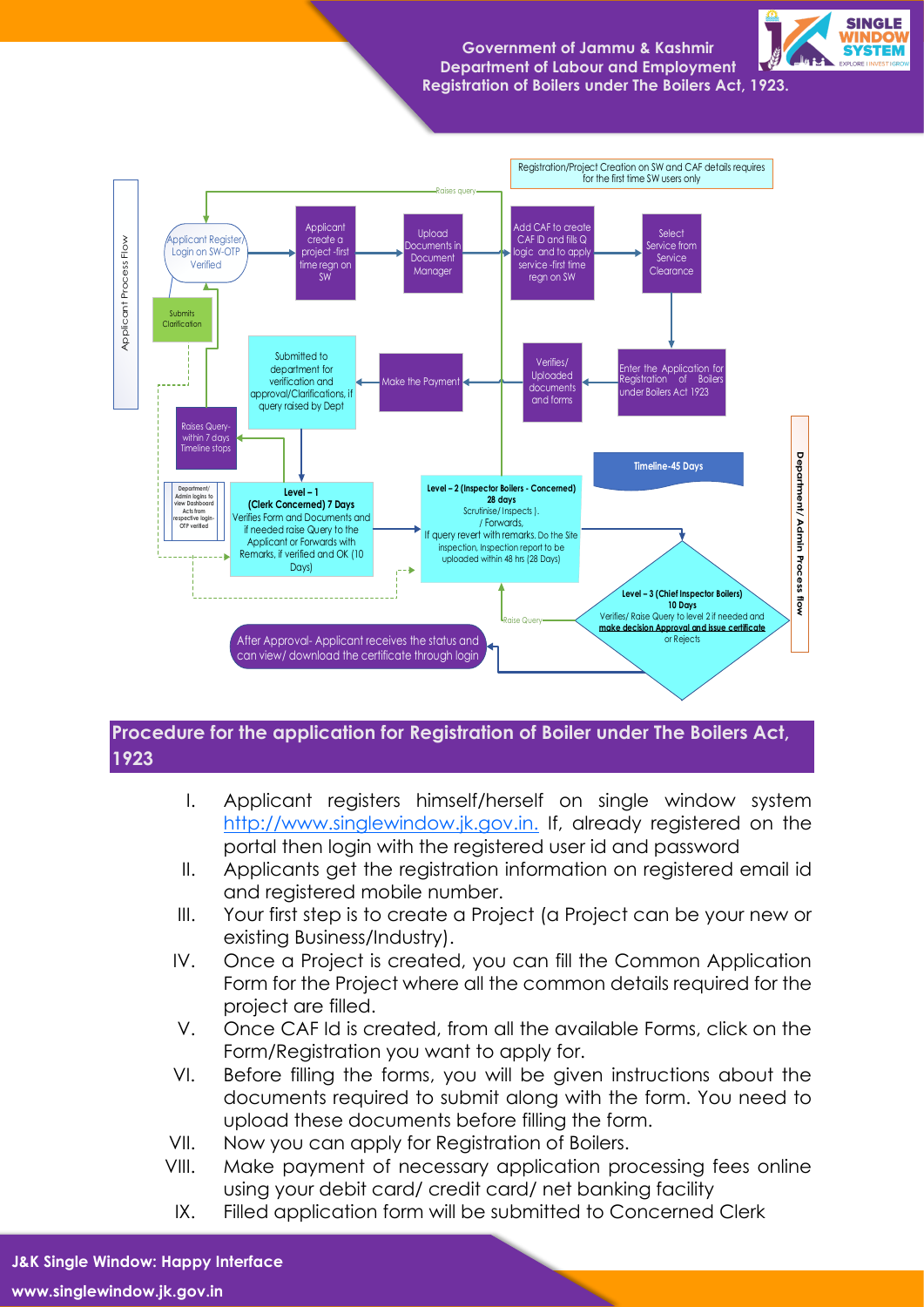Government of Jammu & Kashmir
Department of Labour and Employment
Registration of Boilers under The Boilers Act, 1923.

Registration/Project Creation on SW and CAF details requires for the first time SW users only

Applicant Process Flow

Applicant Register/ Login on SW-OTP Verified

Applicant create a project -first time regn on SW

Upload Documents in Document Manager

Add CAF to create CAF ID and fills Q logic and to apply service -first time service regn on SW

Select Service from Service Clearance

Enter the Application for Registration of Boilers under Boilers Act 1923

Verifies/ Uploaded documents and forms

Make the Payment

Submitted to department for verification and approval/Clarifications, if query raised by Dept

Submits Clarification

Raises query

Raises Query- within 7 days Timeline stops

Department/ Admin logins to view Dashboard Acts from respective login- OTP verified

**Level – 1**
**(Clerk Concerned) 7 Days**
Verifies Form and Documents and if needed raise Query to the Applicant or Forwards with Remarks, if verified and OK (10 Days)

**Level – 2 (Inspector Boilers - Concerned)**
**28 days**
Scrutinise/ Inspects ).
/ Forwards,
If query revert with remarks. Do the Site inspection, Inspection report to be uploaded within 48 hrs (28 Days)

Timeline-45 Days

**Level – 3 (Chief Inspector Boilers)**
**10 Days**
Verifies/ Raise Query to level 2 if needed and **make decision Approval and issue certificate** or Rejects

Raise Query

After Approval- Applicant receives the status and can view/ download the certificate through login

Department/ Admin Process flow

## Procedure for the application for Registration of Boiler under The Boilers Act, 1923

I. Applicant registers himself/herself on single window system http://www.singlewindow.jk.gov.in. If, already registered on the portal then login with the registered user id and password
II. Applicants get the registration information on registered email id and registered mobile number.
III. Your first step is to create a Project (a Project can be your new or existing Business/Industry).
IV. Once a Project is created, you can fill the Common Application Form for the Project where all the common details required for the project are filled.
V. Once CAF Id is created, from all the available Forms, click on the Form/Registration you want to apply for.
VI. Before filling the forms, you will be given instructions about the documents required to submit along with the form. You need to upload these documents before filling the form.
VII. Now you can apply for Registration of Boilers.
VIII. Make payment of necessary application processing fees online using your debit card/ credit card/ net banking facility
IX. Filled application form will be submitted to Concerned Clerk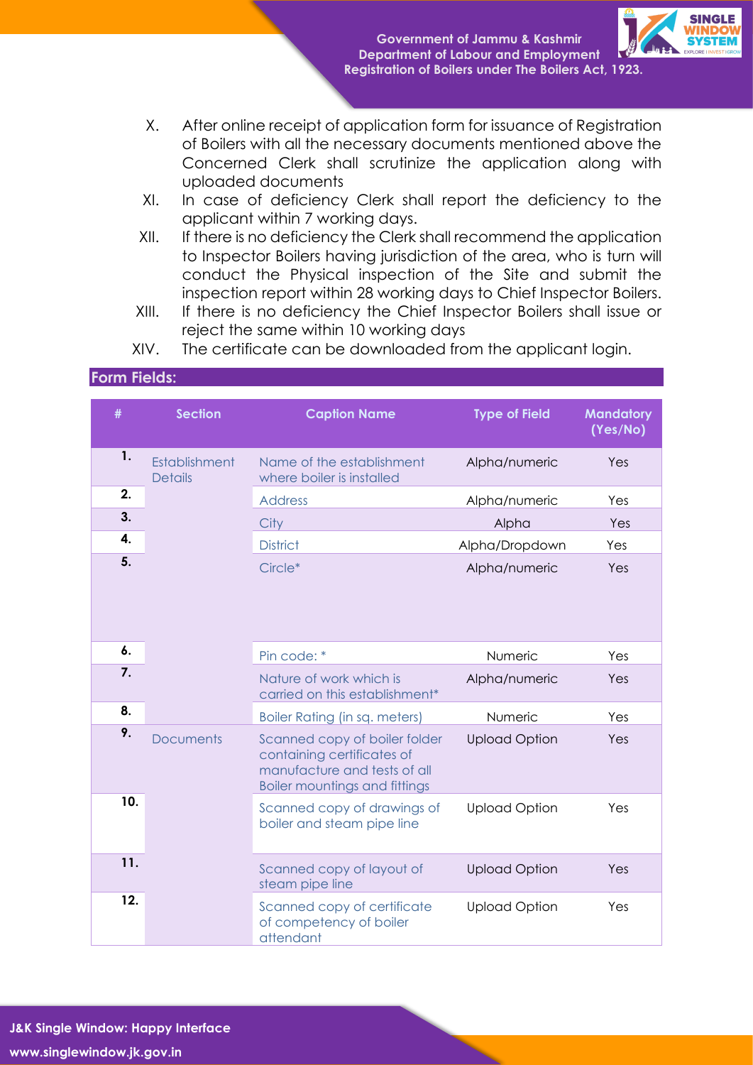X. After online receipt of application form for issuance of Registration of Boilers with all the necessary documents mentioned above the Concerned Clerk shall scrutinize the application along with uploaded documents

XI. In case of deficiency Clerk shall report the deficiency to the applicant within 7 working days.

XII. If there is no deficiency the Clerk shall recommend the application to Inspector Boilers having jurisdiction of the area, who is turn will conduct the Physical inspection of the Site and submit the inspection report within 28 working days to Chief Inspector Boilers.

XIII. If there is no deficiency the Chief Inspector Boilers shall issue or reject the same within 10 working days

XIV. The certificate can be downloaded from the applicant login.

## Form Fields:

| # | Section | Caption Name | Type of Field | Mandatory (Yes/No) |
|---|---|---|---|---|
| 1. | Establishment Details | Name of the establishment where boiler is installed | Alpha/numeric | Yes |
| 2. | | Address | Alpha/numeric | Yes |
| 3. | | City | Alpha | Yes |
| 4. | | District | Alpha/Dropdown | Yes |
| 5. | | Circle* | Alpha/numeric | Yes |
| 6. | | Pin code: * | Numeric | Yes |
| 7. | | Nature of work which is carried on this establishment* | Alpha/numeric | Yes |
| 8. | | Boiler Rating (in sq. meters) | Numeric | Yes |
| 9. | Documents | Scanned copy of boiler folder containing certificates of manufacture and tests of all Boiler mountings and fittings | Upload Option | Yes |
| 10. | | Scanned copy of drawings of boiler and steam pipe line | Upload Option | Yes |
| 11. | | Scanned copy of layout of steam pipe line | Upload Option | Yes |
| 12. | | Scanned copy of certificate of competency of boiler attendant | Upload Option | Yes |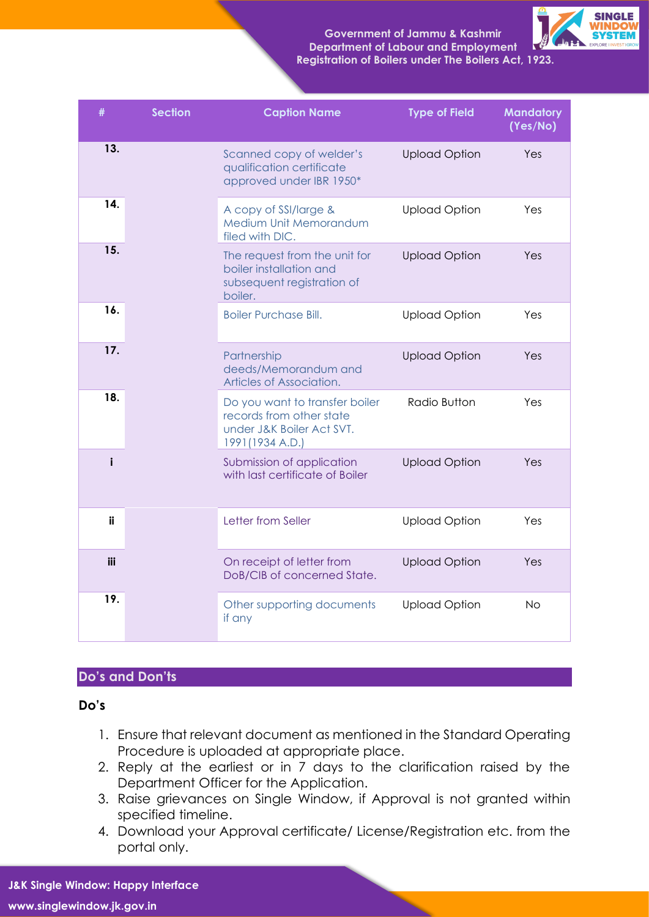| # | Section | Caption Name | Type of Field | Mandatory (Yes/No) |
|---|---|---|---|---|
| 13. | | Scanned copy of welder's qualification certificate approved under IBR 1950* | Upload Option | Yes |
| 14. | | A copy of SSI/large & Medium Unit Memorandum filed with DIC. | Upload Option | Yes |
| 15. | | The request from the unit for boiler installation and subsequent registration of boiler. | Upload Option | Yes |
| 16. | | Boiler Purchase Bill. | Upload Option | Yes |
| 17. | | Partnership deeds/Memorandum and Articles of Association. | Upload Option | Yes |
| 18. | | Do you want to transfer boiler records from other state under J&K Boiler Act SVT. 1991(1934 A.D.) | Radio Button | Yes |
| i | | Submission of application with last certificate of Boiler | Upload Option | Yes |
| ii | | Letter from Seller | Upload Option | Yes |
| iii | | On receipt of letter from DoB/CIB of concerned State. | Upload Option | Yes |
| 19. | | Other supporting documents if any | Upload Option | No |

## Do's and Don'ts

### Do's

1. Ensure that relevant document as mentioned in the Standard Operating Procedure is uploaded at appropriate place.
2. Reply at the earliest or in 7 days to the clarification raised by the Department Officer for the Application.
3. Raise grievances on Single Window, if Approval is not granted within specified timeline.
4. Download your Approval certificate/ License/Registration etc. from the portal only.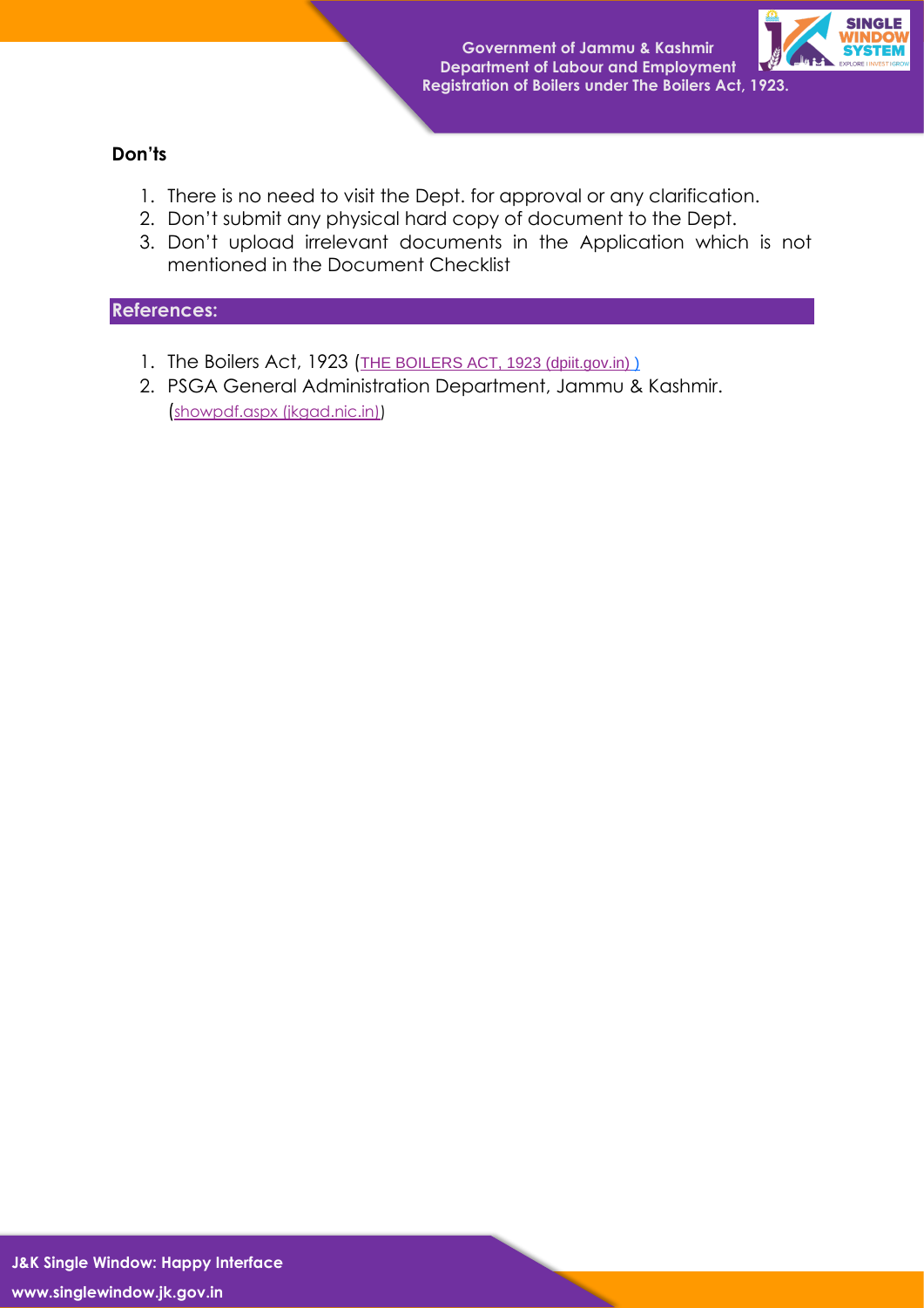**Don'ts**

1. There is no need to visit the Dept. for approval or any clarification.
2. Don't submit any physical hard copy of document to the Dept.
3. Don't upload irrelevant documents in the Application which is not mentioned in the Document Checklist

## References:

1. The Boilers Act, 1923 (THE BOILERS ACT, 1923 (dpiit.gov.in) )
2. PSGA General Administration Department, Jammu & Kashmir. (showpdf.aspx (jkgad.nic.in))